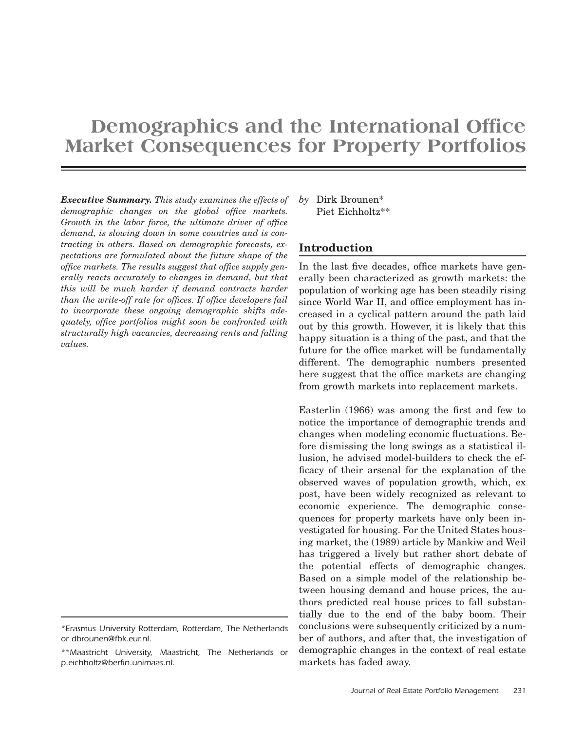# Demographics and the International Office Market Consequences for Property Portfolios

***Executive Summary.*** *This study examines the effects of demographic changes on the global office markets. Growth in the labor force, the ultimate driver of office demand, is slowing down in some countries and is contracting in others. Based on demographic forecasts, expectations are formulated about the future shape of the office markets. The results suggest that office supply generally reacts accurately to changes in demand, but that this will be much harder if demand contracts harder than the write-off rate for offices. If office developers fail to incorporate these ongoing demographic shifts adequately, office portfolios might soon be confronted with structurally high vacancies, decreasing rents and falling values.*

*by* Dirk Brounen*
Piet Eichholtz**

## Introduction

In the last five decades, office markets have generally been characterized as growth markets: the population of working age has been steadily rising since World War II, and office employment has increased in a cyclical pattern around the path laid out by this growth. However, it is likely that this happy situation is a thing of the past, and that the future for the office market will be fundamentally different. The demographic numbers presented here suggest that the office markets are changing from growth markets into replacement markets.

Easterlin (1966) was among the first and few to notice the importance of demographic trends and changes when modeling economic fluctuations. Before dismissing the long swings as a statistical illusion, he advised model-builders to check the efficacy of their arsenal for the explanation of the observed waves of population growth, which, ex post, have been widely recognized as relevant to economic experience. The demographic consequences for property markets have only been investigated for housing. For the United States housing market, the (1989) article by Mankiw and Weil has triggered a lively but rather short debate of the potential effects of demographic changes. Based on a simple model of the relationship between housing demand and house prices, the authors predicted real house prices to fall substantially due to the end of the baby boom. Their conclusions were subsequently criticized by a number of authors, and after that, the investigation of demographic changes in the context of real estate markets has faded away.

*Erasmus University Rotterdam, Rotterdam, The Netherlands or dbrounen@fbk.eur.nl.

**Maastricht University, Maastricht, The Netherlands or p.eichholtz@berfin.unimaas.nl.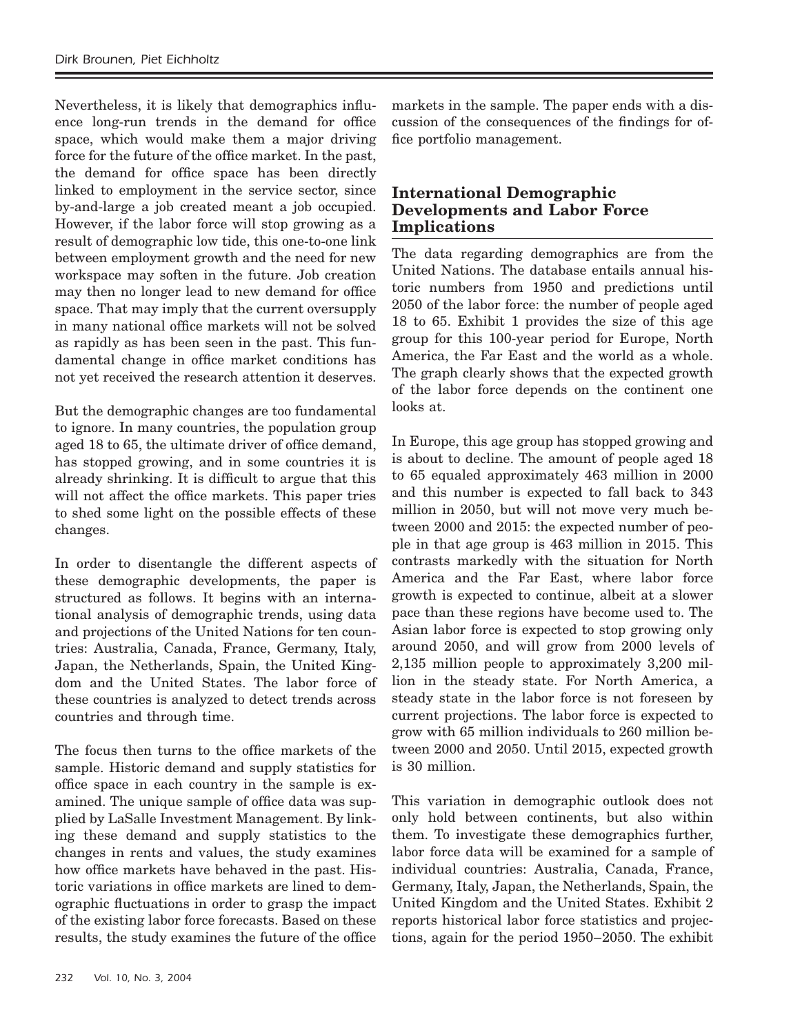Nevertheless, it is likely that demographics influence long-run trends in the demand for office space, which would make them a major driving force for the future of the office market. In the past, the demand for office space has been directly linked to employment in the service sector, since by-and-large a job created meant a job occupied. However, if the labor force will stop growing as a result of demographic low tide, this one-to-one link between employment growth and the need for new workspace may soften in the future. Job creation may then no longer lead to new demand for office space. That may imply that the current oversupply in many national office markets will not be solved as rapidly as has been seen in the past. This fundamental change in office market conditions has not yet received the research attention it deserves.

But the demographic changes are too fundamental to ignore. In many countries, the population group aged 18 to 65, the ultimate driver of office demand, has stopped growing, and in some countries it is already shrinking. It is difficult to argue that this will not affect the office markets. This paper tries to shed some light on the possible effects of these changes.

In order to disentangle the different aspects of these demographic developments, the paper is structured as follows. It begins with an international analysis of demographic trends, using data and projections of the United Nations for ten countries: Australia, Canada, France, Germany, Italy, Japan, the Netherlands, Spain, the United Kingdom and the United States. The labor force of these countries is analyzed to detect trends across countries and through time.

The focus then turns to the office markets of the sample. Historic demand and supply statistics for office space in each country in the sample is examined. The unique sample of office data was supplied by LaSalle Investment Management. By linking these demand and supply statistics to the changes in rents and values, the study examines how office markets have behaved in the past. Historic variations in office markets are lined to demographic fluctuations in order to grasp the impact of the existing labor force forecasts. Based on these results, the study examines the future of the office markets in the sample. The paper ends with a discussion of the consequences of the findings for office portfolio management.

## International Demographic Developments and Labor Force Implications

The data regarding demographics are from the United Nations. The database entails annual historic numbers from 1950 and predictions until 2050 of the labor force: the number of people aged 18 to 65. Exhibit 1 provides the size of this age group for this 100-year period for Europe, North America, the Far East and the world as a whole. The graph clearly shows that the expected growth of the labor force depends on the continent one looks at.

In Europe, this age group has stopped growing and is about to decline. The amount of people aged 18 to 65 equaled approximately 463 million in 2000 and this number is expected to fall back to 343 million in 2050, but will not move very much between 2000 and 2015: the expected number of people in that age group is 463 million in 2015. This contrasts markedly with the situation for North America and the Far East, where labor force growth is expected to continue, albeit at a slower pace than these regions have become used to. The Asian labor force is expected to stop growing only around 2050, and will grow from 2000 levels of 2,135 million people to approximately 3,200 million in the steady state. For North America, a steady state in the labor force is not foreseen by current projections. The labor force is expected to grow with 65 million individuals to 260 million between 2000 and 2050. Until 2015, expected growth is 30 million.

This variation in demographic outlook does not only hold between continents, but also within them. To investigate these demographics further, labor force data will be examined for a sample of individual countries: Australia, Canada, France, Germany, Italy, Japan, the Netherlands, Spain, the United Kingdom and the United States. Exhibit 2 reports historical labor force statistics and projections, again for the period 1950–2050. The exhibit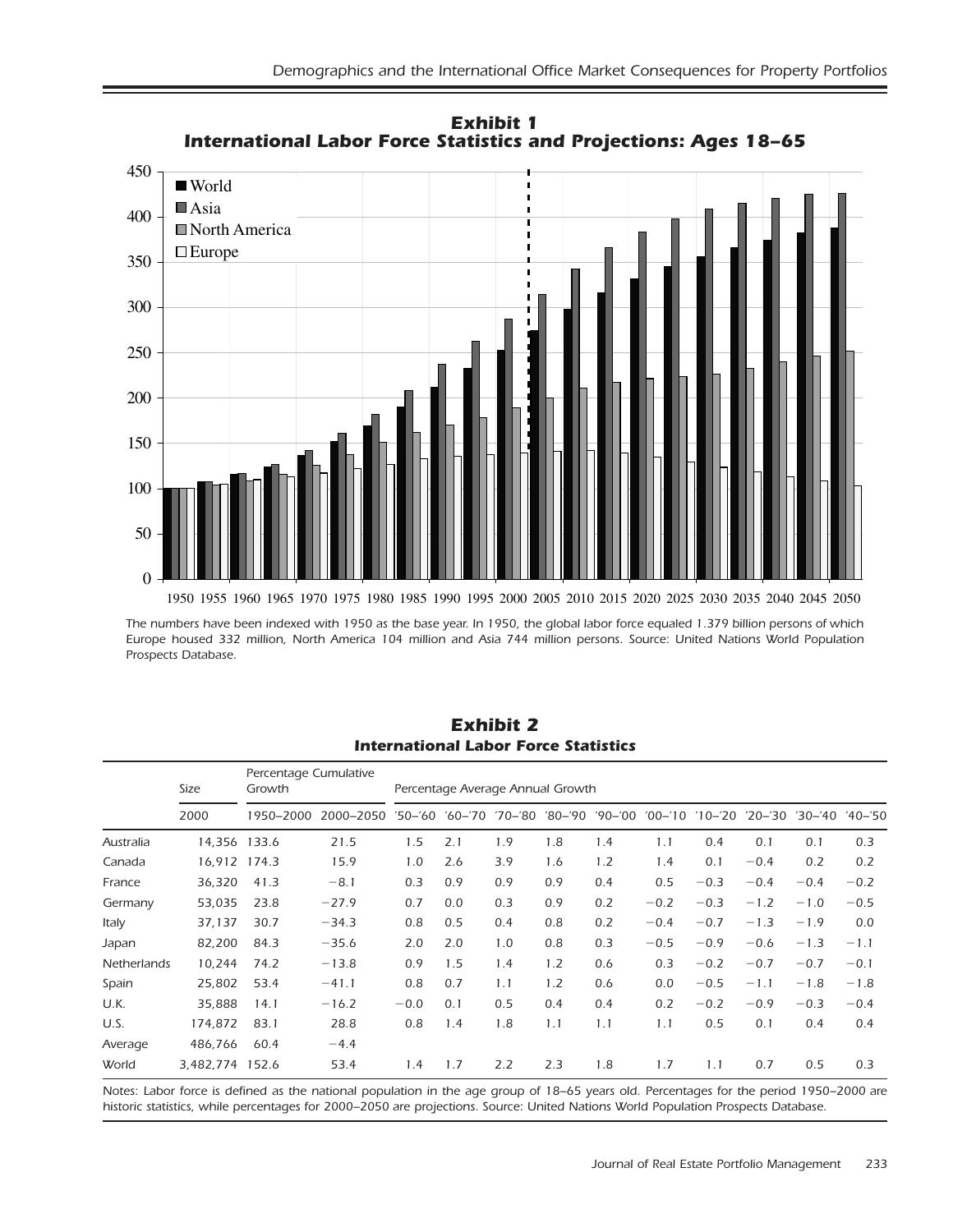## Exhibit 1
## International Labor Force Statistics and Projections: Ages 18–65

The numbers have been indexed with 1950 as the base year. In 1950, the global labor force equaled 1.379 billion persons of which Europe housed 332 million, North America 104 million and Asia 744 million persons. Source: United Nations World Population Prospects Database.

## Exhibit 2
## International Labor Force Statistics

| | Size | Percentage Cumulative Growth | | Percentage Average Annual Growth | | | | | | | | | |
|---|---|---|---|---|---|---|---|---|---|---|---|---|---|
| | 2000 | 1950–2000 | 2000–2050 | '50–'60 | '60–'70 | '70–'80 | '80–'90 | '90–'00 | '00–'10 | '10–'20 | '20–'30 | '30–'40 | '40–'50 |
| Australia | 14,356 | 133.6 | 21.5 | 1.5 | 2.1 | 1.9 | 1.8 | 1.4 | 1.1 | 0.4 | 0.1 | 0.1 | 0.3 |
| Canada | 16,912 | 174.3 | 15.9 | 1.0 | 2.6 | 3.9 | 1.6 | 1.2 | 1.4 | 0.1 | −0.4 | 0.2 | 0.2 |
| France | 36,320 | 41.3 | −8.1 | 0.3 | 0.9 | 0.9 | 0.9 | 0.4 | 0.5 | −0.3 | −0.4 | −0.4 | −0.2 |
| Germany | 53,035 | 23.8 | −27.9 | 0.7 | 0.0 | 0.3 | 0.9 | 0.2 | −0.2 | −0.3 | −1.2 | −1.0 | −0.5 |
| Italy | 37,137 | 30.7 | −34.3 | 0.8 | 0.5 | 0.4 | 0.8 | 0.2 | −0.4 | −0.7 | −1.3 | −1.9 | 0.0 |
| Japan | 82,200 | 84.3 | −35.6 | 2.0 | 2.0 | 1.0 | 0.8 | 0.3 | −0.5 | −0.9 | −0.6 | −1.3 | −1.1 |
| Netherlands | 10,244 | 74.2 | −13.8 | 0.9 | 1.5 | 1.4 | 1.2 | 0.6 | 0.3 | −0.2 | −0.7 | −0.7 | −0.1 |
| Spain | 25,802 | 53.4 | −41.1 | 0.8 | 0.7 | 1.1 | 1.2 | 0.6 | 0.0 | −0.5 | −1.1 | −1.8 | −1.8 |
| U.K. | 35,888 | 14.1 | −16.2 | −0.0 | 0.1 | 0.5 | 0.4 | 0.4 | 0.2 | −0.2 | −0.9 | −0.3 | −0.4 |
| U.S. | 174,872 | 83.1 | 28.8 | 0.8 | 1.4 | 1.8 | 1.1 | 1.1 | 1.1 | 0.5 | 0.1 | 0.4 | 0.4 |
| Average | 486,766 | 60.4 | −4.4 | | | | | | | | | | |
| World | 3,482,774 | 152.6 | 53.4 | 1.4 | 1.7 | 2.2 | 2.3 | 1.8 | 1.7 | 1.1 | 0.7 | 0.5 | 0.3 |

Notes: Labor force is defined as the national population in the age group of 18–65 years old. Percentages for the period 1950–2000 are historic statistics, while percentages for 2000–2050 are projections. Source: United Nations World Population Prospects Database.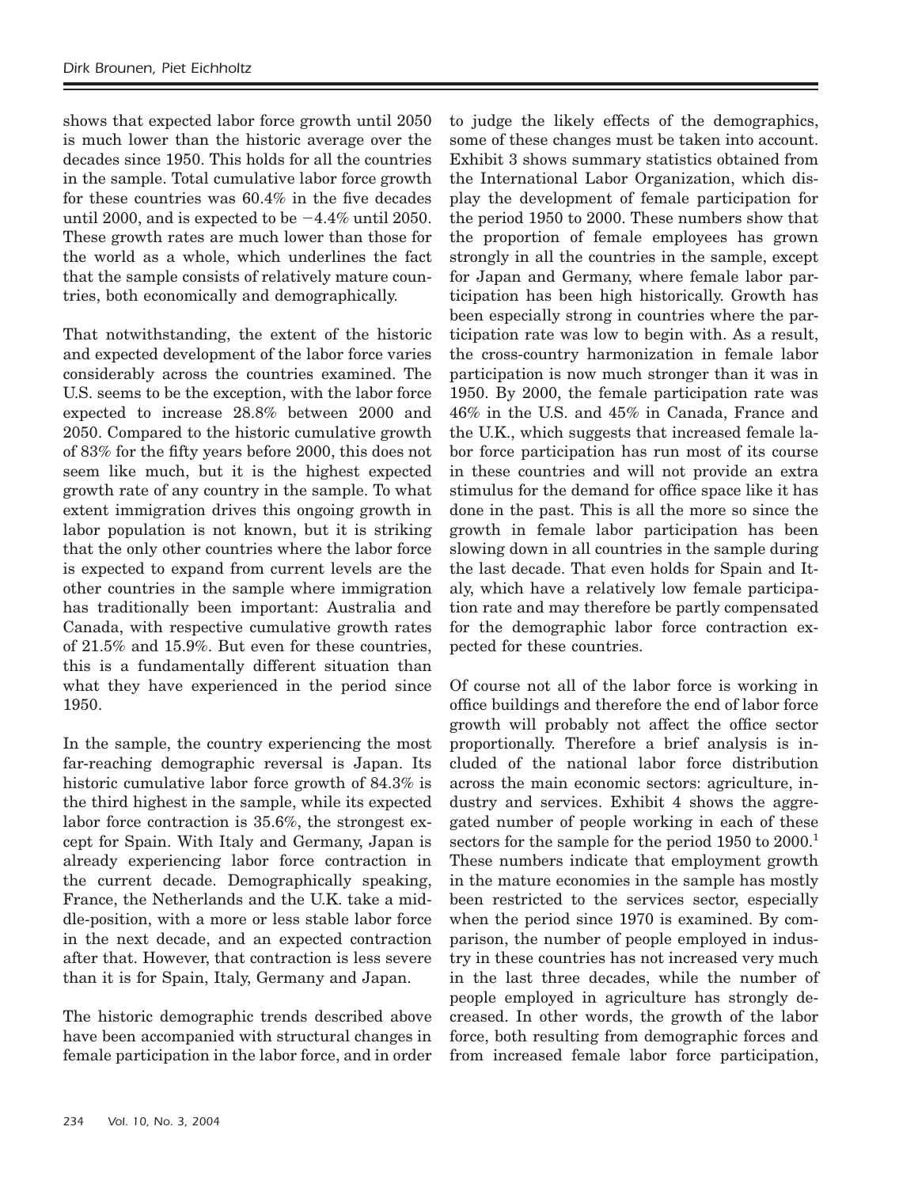shows that expected labor force growth until 2050 is much lower than the historic average over the decades since 1950. This holds for all the countries in the sample. Total cumulative labor force growth for these countries was 60.4% in the five decades until 2000, and is expected to be −4.4% until 2050. These growth rates are much lower than those for the world as a whole, which underlines the fact that the sample consists of relatively mature countries, both economically and demographically.

That notwithstanding, the extent of the historic and expected development of the labor force varies considerably across the countries examined. The U.S. seems to be the exception, with the labor force expected to increase 28.8% between 2000 and 2050. Compared to the historic cumulative growth of 83% for the fifty years before 2000, this does not seem like much, but it is the highest expected growth rate of any country in the sample. To what extent immigration drives this ongoing growth in labor population is not known, but it is striking that the only other countries where the labor force is expected to expand from current levels are the other countries in the sample where immigration has traditionally been important: Australia and Canada, with respective cumulative growth rates of 21.5% and 15.9%. But even for these countries, this is a fundamentally different situation than what they have experienced in the period since 1950.

In the sample, the country experiencing the most far-reaching demographic reversal is Japan. Its historic cumulative labor force growth of 84.3% is the third highest in the sample, while its expected labor force contraction is 35.6%, the strongest except for Spain. With Italy and Germany, Japan is already experiencing labor force contraction in the current decade. Demographically speaking, France, the Netherlands and the U.K. take a middle-position, with a more or less stable labor force in the next decade, and an expected contraction after that. However, that contraction is less severe than it is for Spain, Italy, Germany and Japan.

The historic demographic trends described above have been accompanied with structural changes in female participation in the labor force, and in order to judge the likely effects of the demographics, some of these changes must be taken into account. Exhibit 3 shows summary statistics obtained from the International Labor Organization, which display the development of female participation for the period 1950 to 2000. These numbers show that the proportion of female employees has grown strongly in all the countries in the sample, except for Japan and Germany, where female labor participation has been high historically. Growth has been especially strong in countries where the participation rate was low to begin with. As a result, the cross-country harmonization in female labor participation is now much stronger than it was in 1950. By 2000, the female participation rate was 46% in the U.S. and 45% in Canada, France and the U.K., which suggests that increased female labor force participation has run most of its course in these countries and will not provide an extra stimulus for the demand for office space like it has done in the past. This is all the more so since the growth in female labor participation has been slowing down in all countries in the sample during the last decade. That even holds for Spain and Italy, which have a relatively low female participation rate and may therefore be partly compensated for the demographic labor force contraction expected for these countries.

Of course not all of the labor force is working in office buildings and therefore the end of labor force growth will probably not affect the office sector proportionally. Therefore a brief analysis is included of the national labor force distribution across the main economic sectors: agriculture, industry and services. Exhibit 4 shows the aggregated number of people working in each of these sectors for the sample for the period 1950 to 2000.[1] These numbers indicate that employment growth in the mature economies in the sample has mostly been restricted to the services sector, especially when the period since 1970 is examined. By comparison, the number of people employed in industry in these countries has not increased very much in the last three decades, while the number of people employed in agriculture has strongly decreased. In other words, the growth of the labor force, both resulting from demographic forces and from increased female labor force participation,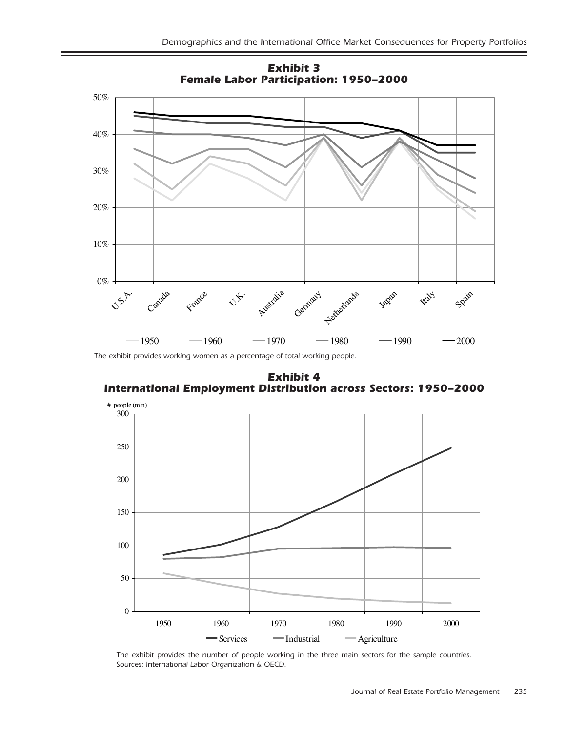**Exhibit 3**
**Female Labor Participation: 1950–2000**

The exhibit provides working women as a percentage of total working people.

**Exhibit 4**
**International Employment Distribution across Sectors: 1950–2000**

The exhibit provides the number of people working in the three main sectors for the sample countries.
Sources: International Labor Organization & OECD.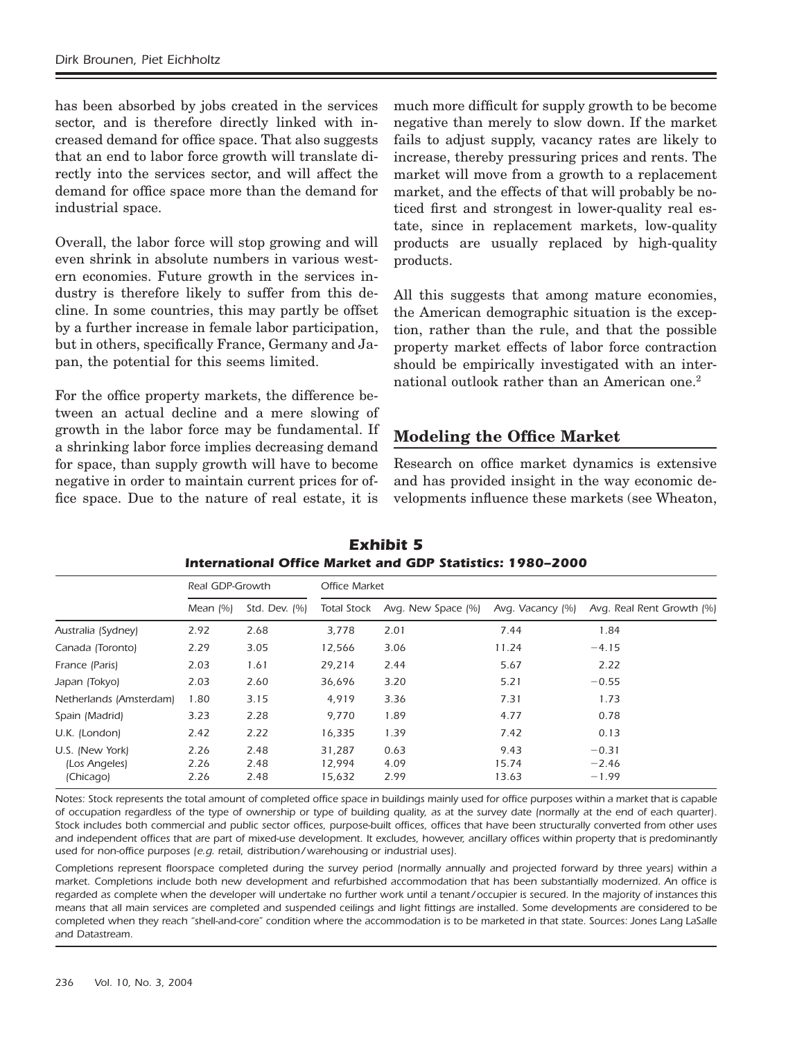has been absorbed by jobs created in the services sector, and is therefore directly linked with increased demand for office space. That also suggests that an end to labor force growth will translate directly into the services sector, and will affect the demand for office space more than the demand for industrial space.

Overall, the labor force will stop growing and will even shrink in absolute numbers in various western economies. Future growth in the services industry is therefore likely to suffer from this decline. In some countries, this may partly be offset by a further increase in female labor participation, but in others, specifically France, Germany and Japan, the potential for this seems limited.

For the office property markets, the difference between an actual decline and a mere slowing of growth in the labor force may be fundamental. If a shrinking labor force implies decreasing demand for space, than supply growth will have to become negative in order to maintain current prices for office space. Due to the nature of real estate, it is much more difficult for supply growth to be become negative than merely to slow down. If the market fails to adjust supply, vacancy rates are likely to increase, thereby pressuring prices and rents. The market will move from a growth to a replacement market, and the effects of that will probably be noticed first and strongest in lower-quality real estate, since in replacement markets, low-quality products are usually replaced by high-quality products.

All this suggests that among mature economies, the American demographic situation is the exception, rather than the rule, and that the possible property market effects of labor force contraction should be empirically investigated with an international outlook rather than an American one.[2]

## Modeling the Office Market

Research on office market dynamics is extensive and has provided insight in the way economic developments influence these markets (see Wheaton,

**Exhibit 5**
***International Office Market and GDP Statistics: 1980–2000***

| | Real GDP-Growth | | Office Market | | | |
|---|---|---|---|---|---|---|
| | Mean (%) | Std. Dev. (%) | Total Stock | Avg. New Space (%) | Avg. Vacancy (%) | Avg. Real Rent Growth (%) |
| Australia (Sydney) | 2.92 | 2.68 | 3,778 | 2.01 | 7.44 | 1.84 |
| Canada (Toronto) | 2.29 | 3.05 | 12,566 | 3.06 | 11.24 | −4.15 |
| France (Paris) | 2.03 | 1.61 | 29,214 | 2.44 | 5.67 | 2.22 |
| Japan (Tokyo) | 2.03 | 2.60 | 36,696 | 3.20 | 5.21 | −0.55 |
| Netherlands (Amsterdam) | 1.80 | 3.15 | 4,919 | 3.36 | 7.31 | 1.73 |
| Spain (Madrid) | 3.23 | 2.28 | 9,770 | 1.89 | 4.77 | 0.78 |
| U.K. (London) | 2.42 | 2.22 | 16,335 | 1.39 | 7.42 | 0.13 |
| U.S. (New York) | 2.26 | 2.48 | 31,287 | 0.63 | 9.43 | −0.31 |
| (Los Angeles) | 2.26 | 2.48 | 12,994 | 4.09 | 15.74 | −2.46 |
| (Chicago) | 2.26 | 2.48 | 15,632 | 2.99 | 13.63 | −1.99 |

*Notes: Stock represents the total amount of completed office space in buildings mainly used for office purposes within a market that is capable of occupation regardless of the type of ownership or type of building quality, as at the survey date (normally at the end of each quarter). Stock includes both commercial and public sector offices, purpose-built offices, offices that have been structurally converted from other uses and independent offices that are part of mixed-use development. It excludes, however, ancillary offices within property that is predominantly used for non-office purposes (e.g. retail, distribution/warehousing or industrial uses).*

*Completions represent floorspace completed during the survey period (normally annually and projected forward by three years) within a market. Completions include both new development and refurbished accommodation that has been substantially modernized. An office is regarded as complete when the developer will undertake no further work until a tenant/occupier is secured. In the majority of instances this means that all main services are completed and suspended ceilings and light fittings are installed. Some developments are considered to be completed when they reach "shell-and-core" condition where the accommodation is to be marketed in that state. Sources: Jones Lang LaSalle and Datastream.*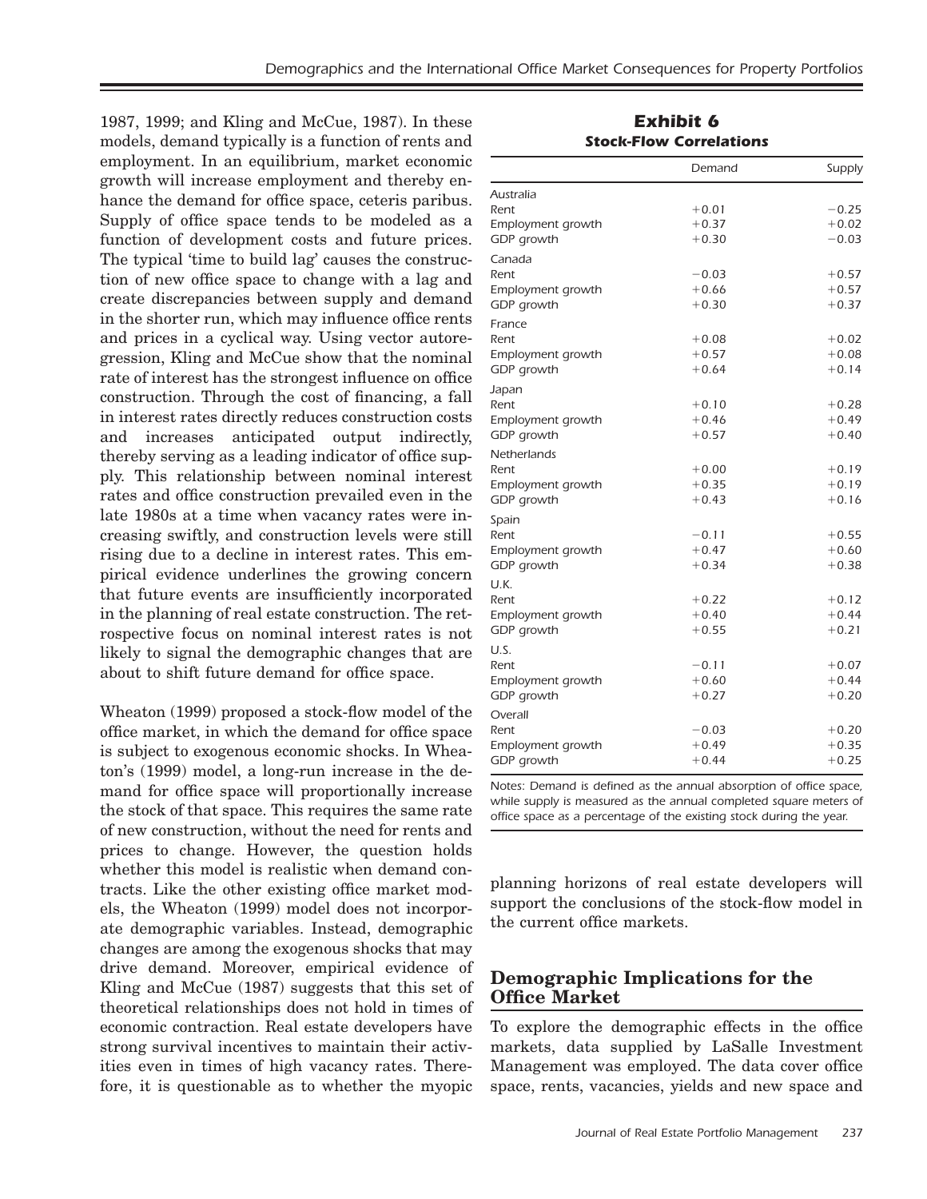1987, 1999; and Kling and McCue, 1987). In these models, demand typically is a function of rents and employment. In an equilibrium, market economic growth will increase employment and thereby enhance the demand for office space, ceteris paribus. Supply of office space tends to be modeled as a function of development costs and future prices. The typical 'time to build lag' causes the construction of new office space to change with a lag and create discrepancies between supply and demand in the shorter run, which may influence office rents and prices in a cyclical way. Using vector autoregression, Kling and McCue show that the nominal rate of interest has the strongest influence on office construction. Through the cost of financing, a fall in interest rates directly reduces construction costs and increases anticipated output indirectly, thereby serving as a leading indicator of office supply. This relationship between nominal interest rates and office construction prevailed even in the late 1980s at a time when vacancy rates were increasing swiftly, and construction levels were still rising due to a decline in interest rates. This empirical evidence underlines the growing concern that future events are insufficiently incorporated in the planning of real estate construction. The retrospective focus on nominal interest rates is not likely to signal the demographic changes that are about to shift future demand for office space.

Wheaton (1999) proposed a stock-flow model of the office market, in which the demand for office space is subject to exogenous economic shocks. In Wheaton's (1999) model, a long-run increase in the demand for office space will proportionally increase the stock of that space. This requires the same rate of new construction, without the need for rents and prices to change. However, the question holds whether this model is realistic when demand contracts. Like the other existing office market models, the Wheaton (1999) model does not incorporate demographic variables. Instead, demographic changes are among the exogenous shocks that may drive demand. Moreover, empirical evidence of Kling and McCue (1987) suggests that this set of theoretical relationships does not hold in times of economic contraction. Real estate developers have strong survival incentives to maintain their activities even in times of high vacancy rates. Therefore, it is questionable as to whether the myopic planning horizons of real estate developers will support the conclusions of the stock-flow model in the current office markets.

**Exhibit 6**
***Stock-Flow Correlations***

| | Demand | Supply |
|---|---|---|
| *Australia* | | |
| Rent | +0.01 | −0.25 |
| Employment growth | +0.37 | +0.02 |
| GDP growth | +0.30 | −0.03 |
| *Canada* | | |
| Rent | −0.03 | +0.57 |
| Employment growth | +0.66 | +0.57 |
| GDP growth | +0.30 | +0.37 |
| *France* | | |
| Rent | +0.08 | +0.02 |
| Employment growth | +0.57 | +0.08 |
| GDP growth | +0.64 | +0.14 |
| *Japan* | | |
| Rent | +0.10 | +0.28 |
| Employment growth | +0.46 | +0.49 |
| GDP growth | +0.57 | +0.40 |
| *Netherlands* | | |
| Rent | +0.00 | +0.19 |
| Employment growth | +0.35 | +0.19 |
| GDP growth | +0.43 | +0.16 |
| *Spain* | | |
| Rent | −0.11 | +0.55 |
| Employment growth | +0.47 | +0.60 |
| GDP growth | +0.34 | +0.38 |
| *U.K.* | | |
| Rent | +0.22 | +0.12 |
| Employment growth | +0.40 | +0.44 |
| GDP growth | +0.55 | +0.21 |
| *U.S.* | | |
| Rent | −0.11 | +0.07 |
| Employment growth | +0.60 | +0.44 |
| GDP growth | +0.27 | +0.20 |
| *Overall* | | |
| Rent | −0.03 | +0.20 |
| Employment growth | +0.49 | +0.35 |
| GDP growth | +0.44 | +0.25 |

*Notes: Demand is defined as the annual absorption of office space, while supply is measured as the annual completed square meters of office space as a percentage of the existing stock during the year.*

## Demographic Implications for the Office Market

To explore the demographic effects in the office markets, data supplied by LaSalle Investment Management was employed. The data cover office space, rents, vacancies, yields and new space and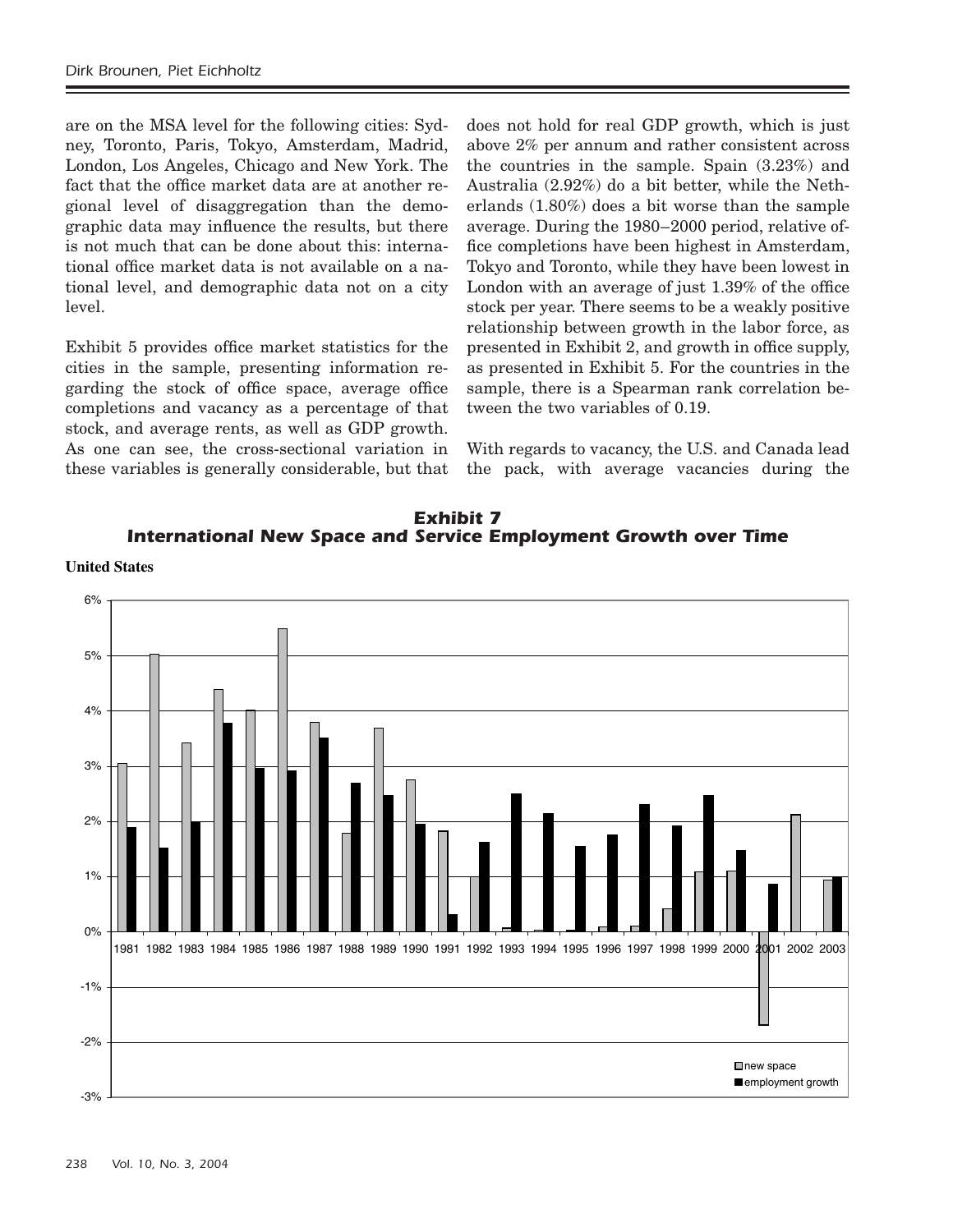are on the MSA level for the following cities: Sydney, Toronto, Paris, Tokyo, Amsterdam, Madrid, London, Los Angeles, Chicago and New York. The fact that the office market data are at another regional level of disaggregation than the demographic data may influence the results, but there is not much that can be done about this: international office market data is not available on a national level, and demographic data not on a city level.

Exhibit 5 provides office market statistics for the cities in the sample, presenting information regarding the stock of office space, average office completions and vacancy as a percentage of that stock, and average rents, as well as GDP growth. As one can see, the cross-sectional variation in these variables is generally considerable, but that does not hold for real GDP growth, which is just above 2% per annum and rather consistent across the countries in the sample. Spain (3.23%) and Australia (2.92%) do a bit better, while the Netherlands (1.80%) does a bit worse than the sample average. During the 1980–2000 period, relative office completions have been highest in Amsterdam, Tokyo and Toronto, while they have been lowest in London with an average of just 1.39% of the office stock per year. There seems to be a weakly positive relationship between growth in the labor force, as presented in Exhibit 2, and growth in office supply, as presented in Exhibit 5. For the countries in the sample, there is a Spearman rank correlation between the two variables of 0.19.

With regards to vacancy, the U.S. and Canada lead the pack, with average vacancies during the

***Exhibit 7***
***International New Space and Service Employment Growth over Time***

**United States**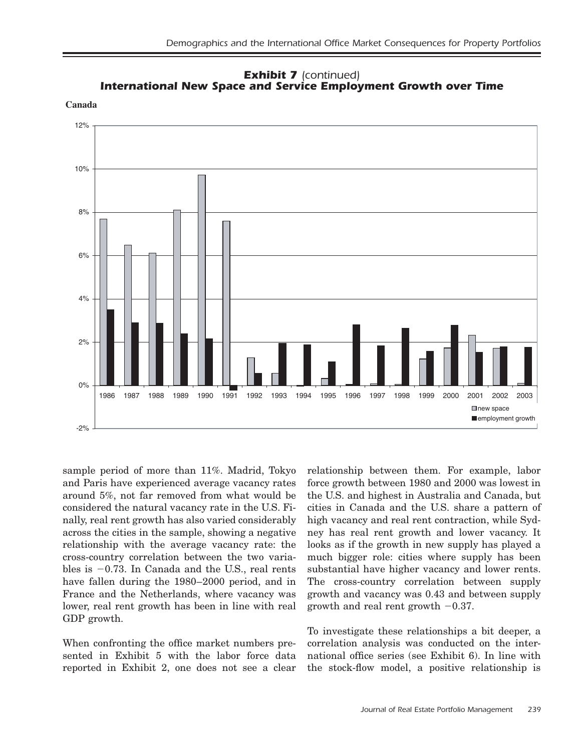**Exhibit 7** *(continued)*
***International New Space and Service Employment Growth over Time***

**Canada**

sample period of more than 11%. Madrid, Tokyo and Paris have experienced average vacancy rates around 5%, not far removed from what would be considered the natural vacancy rate in the U.S. Finally, real rent growth has also varied considerably across the cities in the sample, showing a negative relationship with the average vacancy rate: the cross-country correlation between the two variables is −0.73. In Canada and the U.S., real rents have fallen during the 1980–2000 period, and in France and the Netherlands, where vacancy was lower, real rent growth has been in line with real GDP growth.

When confronting the office market numbers presented in Exhibit 5 with the labor force data reported in Exhibit 2, one does not see a clear relationship between them. For example, labor force growth between 1980 and 2000 was lowest in the U.S. and highest in Australia and Canada, but cities in Canada and the U.S. share a pattern of high vacancy and real rent contraction, while Sydney has real rent growth and lower vacancy. It looks as if the growth in new supply has played a much bigger role: cities where supply has been substantial have higher vacancy and lower rents. The cross-country correlation between supply growth and vacancy was 0.43 and between supply growth and real rent growth −0.37.

To investigate these relationships a bit deeper, a correlation analysis was conducted on the international office series (see Exhibit 6). In line with the stock-flow model, a positive relationship is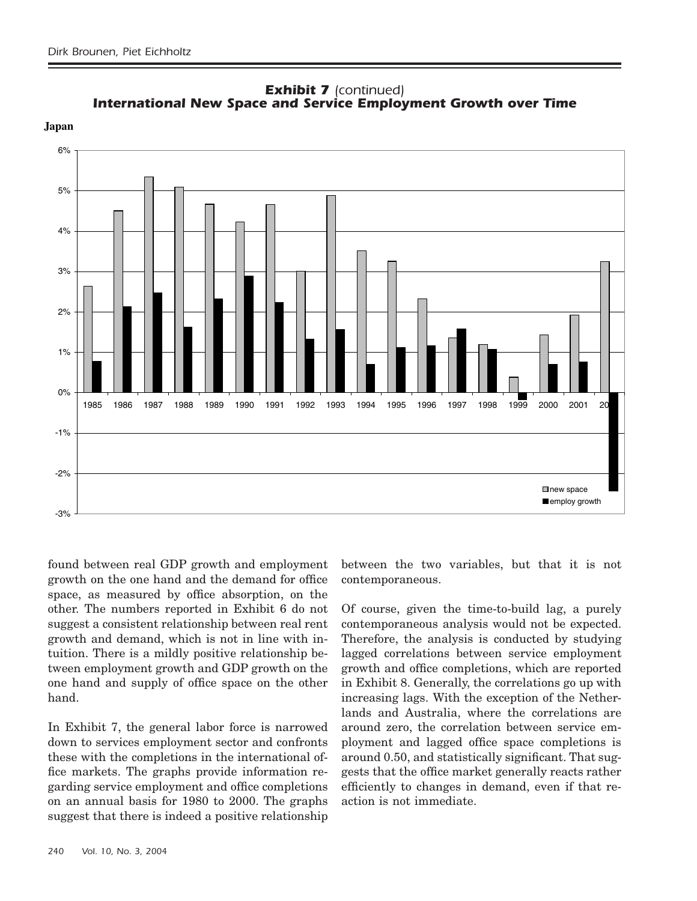**Exhibit 7** *(continued)*
***International New Space and Service Employment Growth over Time***

**Japan**

found between real GDP growth and employment growth on the one hand and the demand for office space, as measured by office absorption, on the other. The numbers reported in Exhibit 6 do not suggest a consistent relationship between real rent growth and demand, which is not in line with intuition. There is a mildly positive relationship between employment growth and GDP growth on the one hand and supply of office space on the other hand.

In Exhibit 7, the general labor force is narrowed down to services employment sector and confronts these with the completions in the international office markets. The graphs provide information regarding service employment and office completions on an annual basis for 1980 to 2000. The graphs suggest that there is indeed a positive relationship between the two variables, but that it is not contemporaneous.

Of course, given the time-to-build lag, a purely contemporaneous analysis would not be expected. Therefore, the analysis is conducted by studying lagged correlations between service employment growth and office completions, which are reported in Exhibit 8. Generally, the correlations go up with increasing lags. With the exception of the Netherlands and Australia, where the correlations are around zero, the correlation between service employment and lagged office space completions is around 0.50, and statistically significant. That suggests that the office market generally reacts rather efficiently to changes in demand, even if that reaction is not immediate.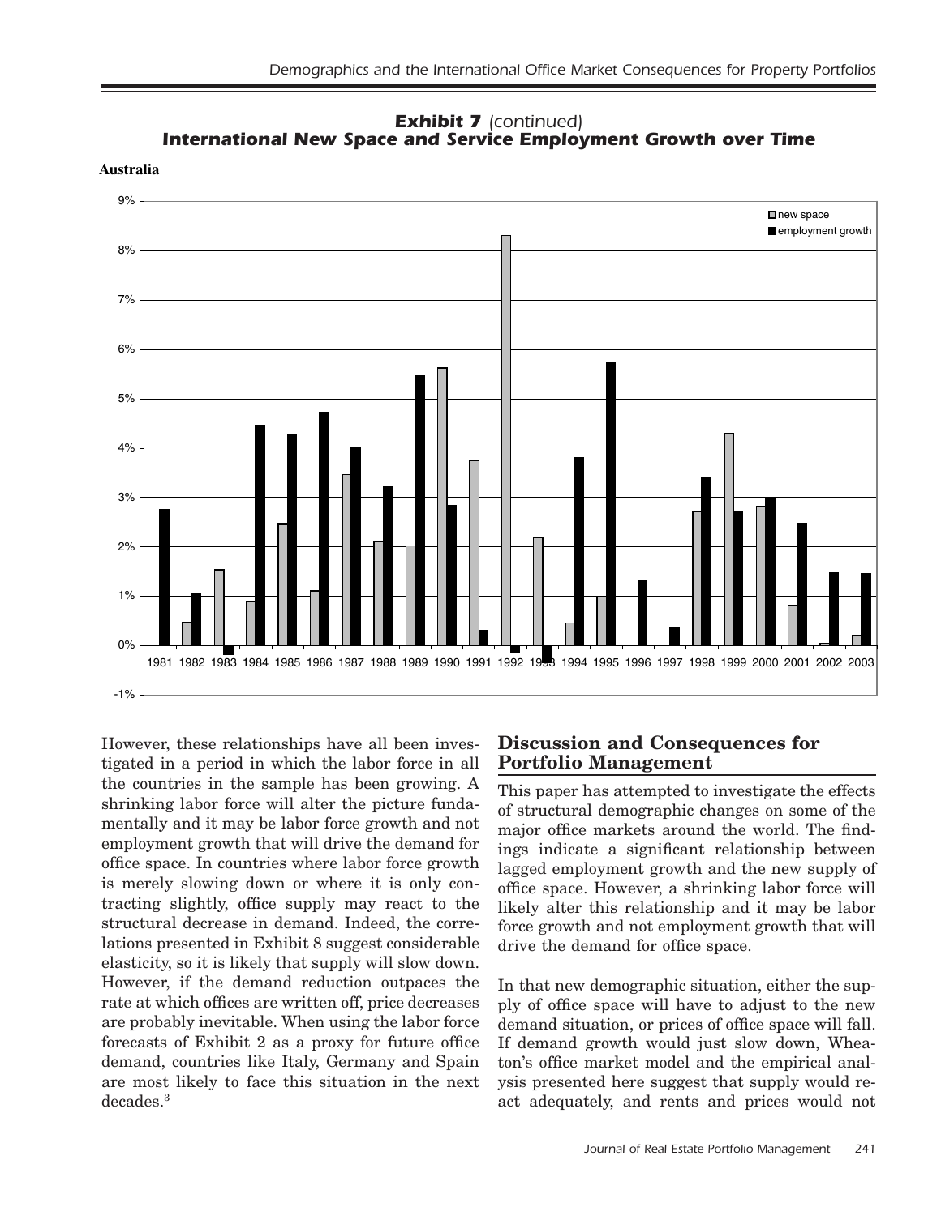**Exhibit 7** *(continued)*
***International New Space and Service Employment Growth over Time***

**Australia**

However, these relationships have all been investigated in a period in which the labor force in all the countries in the sample has been growing. A shrinking labor force will alter the picture fundamentally and it may be labor force growth and not employment growth that will drive the demand for office space. In countries where labor force growth is merely slowing down or where it is only contracting slightly, office supply may react to the structural decrease in demand. Indeed, the correlations presented in Exhibit 8 suggest considerable elasticity, so it is likely that supply will slow down. However, if the demand reduction outpaces the rate at which offices are written off, price decreases are probably inevitable. When using the labor force forecasts of Exhibit 2 as a proxy for future office demand, countries like Italy, Germany and Spain are most likely to face this situation in the next decades.[3]

## Discussion and Consequences for Portfolio Management

This paper has attempted to investigate the effects of structural demographic changes on some of the major office markets around the world. The findings indicate a significant relationship between lagged employment growth and the new supply of office space. However, a shrinking labor force will likely alter this relationship and it may be labor force growth and not employment growth that will drive the demand for office space.

In that new demographic situation, either the supply of office space will have to adjust to the new demand situation, or prices of office space will fall. If demand growth would just slow down, Wheaton's office market model and the empirical analysis presented here suggest that supply would react adequately, and rents and prices would not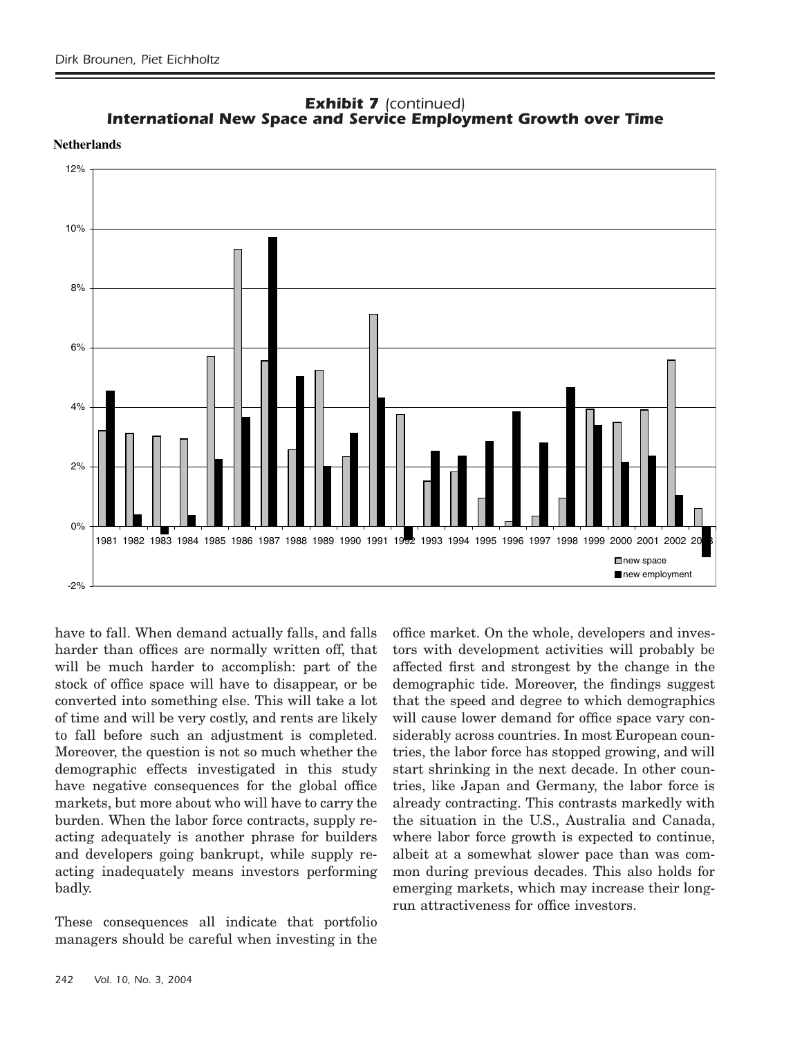**Exhibit 7** *(continued)*
***International New Space and Service Employment Growth over Time***

**Netherlands**

have to fall. When demand actually falls, and falls harder than offices are normally written off, that will be much harder to accomplish: part of the stock of office space will have to disappear, or be converted into something else. This will take a lot of time and will be very costly, and rents are likely to fall before such an adjustment is completed. Moreover, the question is not so much whether the demographic effects investigated in this study have negative consequences for the global office markets, but more about who will have to carry the burden. When the labor force contracts, supply reacting adequately is another phrase for builders and developers going bankrupt, while supply reacting inadequately means investors performing badly.

These consequences all indicate that portfolio managers should be careful when investing in the office market. On the whole, developers and investors with development activities will probably be affected first and strongest by the change in the demographic tide. Moreover, the findings suggest that the speed and degree to which demographics will cause lower demand for office space vary considerably across countries. In most European countries, the labor force has stopped growing, and will start shrinking in the next decade. In other countries, like Japan and Germany, the labor force is already contracting. This contrasts markedly with the situation in the U.S., Australia and Canada, where labor force growth is expected to continue, albeit at a somewhat slower pace than was common during previous decades. This also holds for emerging markets, which may increase their long-run attractiveness for office investors.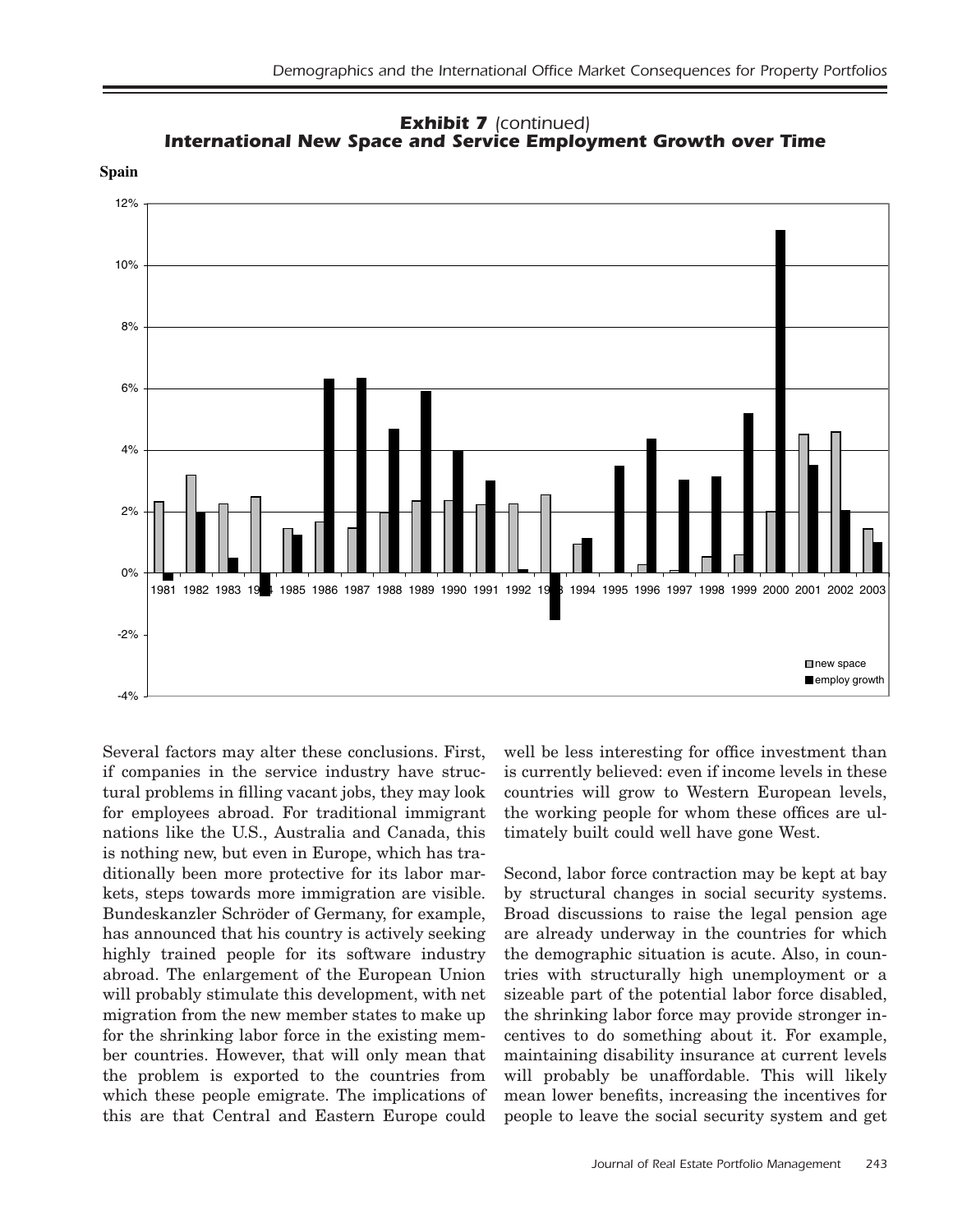**Exhibit 7** *(continued)*
***International New Space and Service Employment Growth over Time***

**Spain**

Several factors may alter these conclusions. First, if companies in the service industry have structural problems in filling vacant jobs, they may look for employees abroad. For traditional immigrant nations like the U.S., Australia and Canada, this is nothing new, but even in Europe, which has traditionally been more protective for its labor markets, steps towards more immigration are visible. Bundeskanzler Schröder of Germany, for example, has announced that his country is actively seeking highly trained people for its software industry abroad. The enlargement of the European Union will probably stimulate this development, with net migration from the new member states to make up for the shrinking labor force in the existing member countries. However, that will only mean that the problem is exported to the countries from which these people emigrate. The implications of this are that Central and Eastern Europe could well be less interesting for office investment than is currently believed: even if income levels in these countries will grow to Western European levels, the working people for whom these offices are ultimately built could well have gone West.

Second, labor force contraction may be kept at bay by structural changes in social security systems. Broad discussions to raise the legal pension age are already underway in the countries for which the demographic situation is acute. Also, in countries with structurally high unemployment or a sizeable part of the potential labor force disabled, the shrinking labor force may provide stronger incentives to do something about it. For example, maintaining disability insurance at current levels will probably be unaffordable. This will likely mean lower benefits, increasing the incentives for people to leave the social security system and get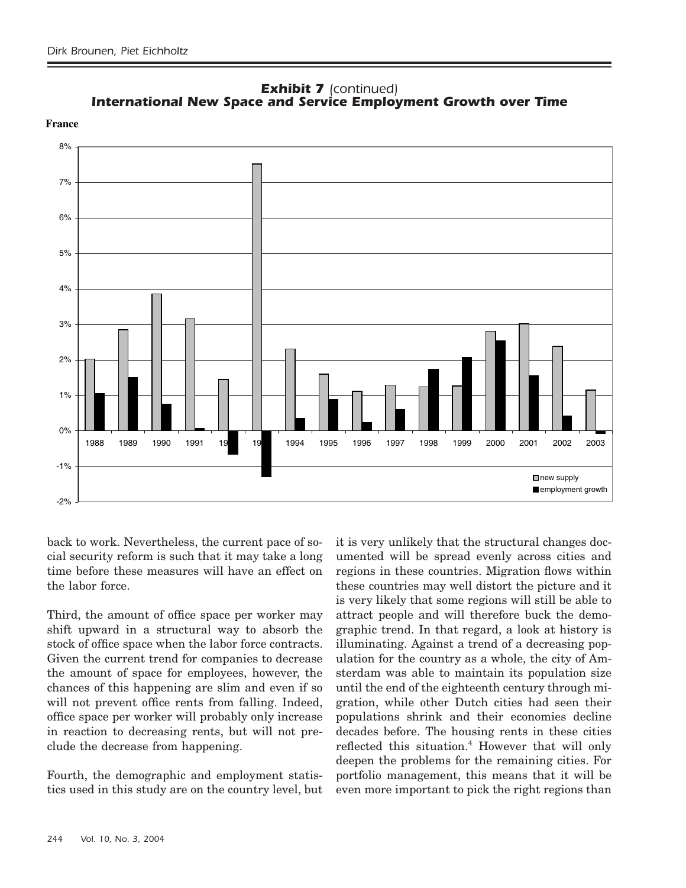**Exhibit 7** *(continued)*
***International New Space and Service Employment Growth over Time***

**France**

back to work. Nevertheless, the current pace of social security reform is such that it may take a long time before these measures will have an effect on the labor force.

Third, the amount of office space per worker may shift upward in a structural way to absorb the stock of office space when the labor force contracts. Given the current trend for companies to decrease the amount of space for employees, however, the chances of this happening are slim and even if so will not prevent office rents from falling. Indeed, office space per worker will probably only increase in reaction to decreasing rents, but will not preclude the decrease from happening.

Fourth, the demographic and employment statistics used in this study are on the country level, but it is very unlikely that the structural changes documented will be spread evenly across cities and regions in these countries. Migration flows within these countries may well distort the picture and it is very likely that some regions will still be able to attract people and will therefore buck the demographic trend. In that regard, a look at history is illuminating. Against a trend of a decreasing population for the country as a whole, the city of Amsterdam was able to maintain its population size until the end of the eighteenth century through migration, while other Dutch cities had seen their populations shrink and their economies decline decades before. The housing rents in these cities reflected this situation.[4] However that will only deepen the problems for the remaining cities. For portfolio management, this means that it will be even more important to pick the right regions than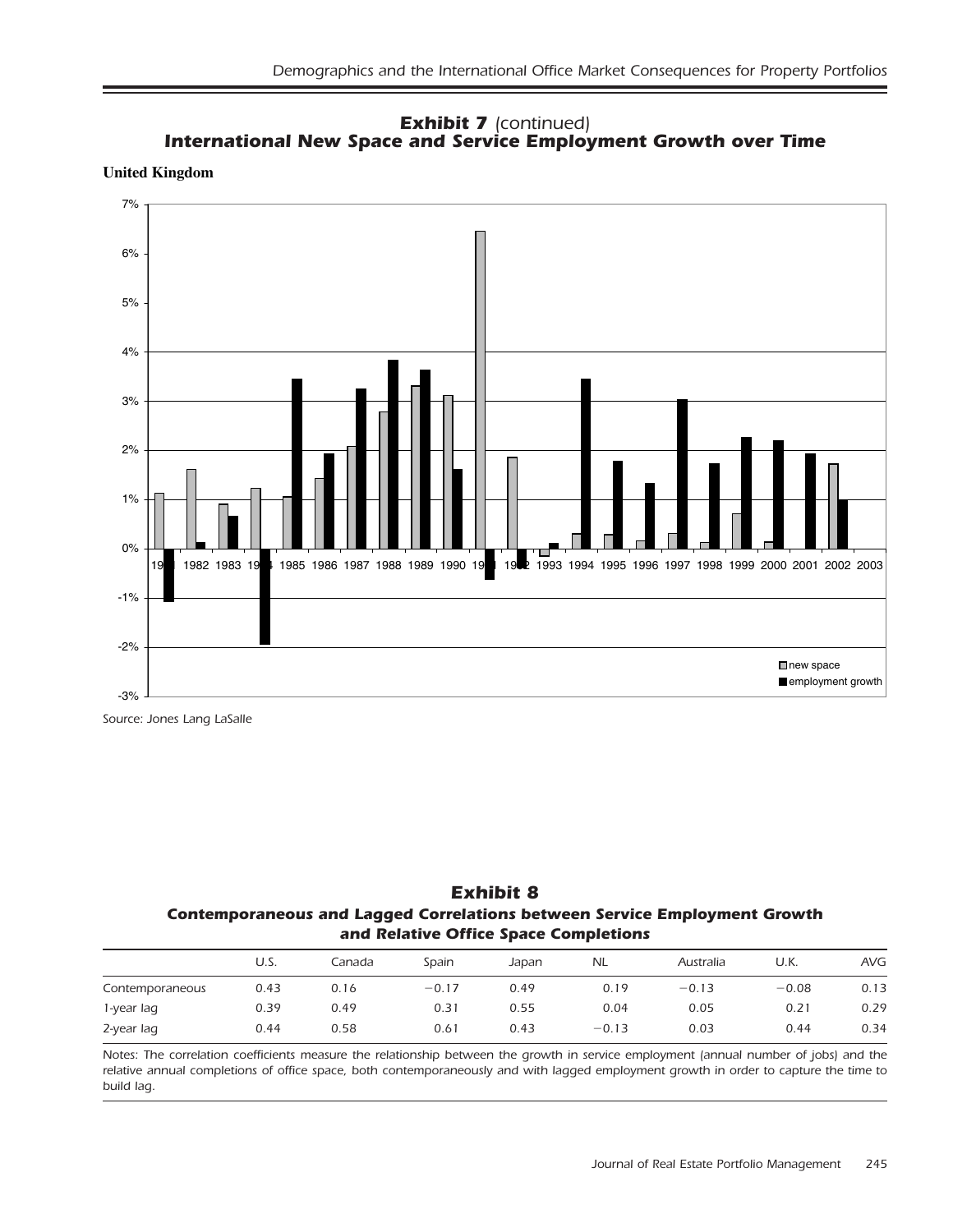**Exhibit 7** *(continued)*
***International New Space and Service Employment Growth over Time***

**United Kingdom**

*Source: Jones Lang LaSalle*

**Exhibit 8**
***Contemporaneous and Lagged Correlations between Service Employment Growth and Relative Office Space Completions***

| | U.S. | Canada | Spain | Japan | NL | Australia | U.K. | AVG |
|---|---|---|---|---|---|---|---|---|
| Contemporaneous | 0.43 | 0.16 | −0.17 | 0.49 | 0.19 | −0.13 | −0.08 | 0.13 |
| 1-year lag | 0.39 | 0.49 | 0.31 | 0.55 | 0.04 | 0.05 | 0.21 | 0.29 |
| 2-year lag | 0.44 | 0.58 | 0.61 | 0.43 | −0.13 | 0.03 | 0.44 | 0.34 |

*Notes: The correlation coefficients measure the relationship between the growth in service employment (annual number of jobs) and the relative annual completions of office space, both contemporaneously and with lagged employment growth in order to capture the time to build lag.*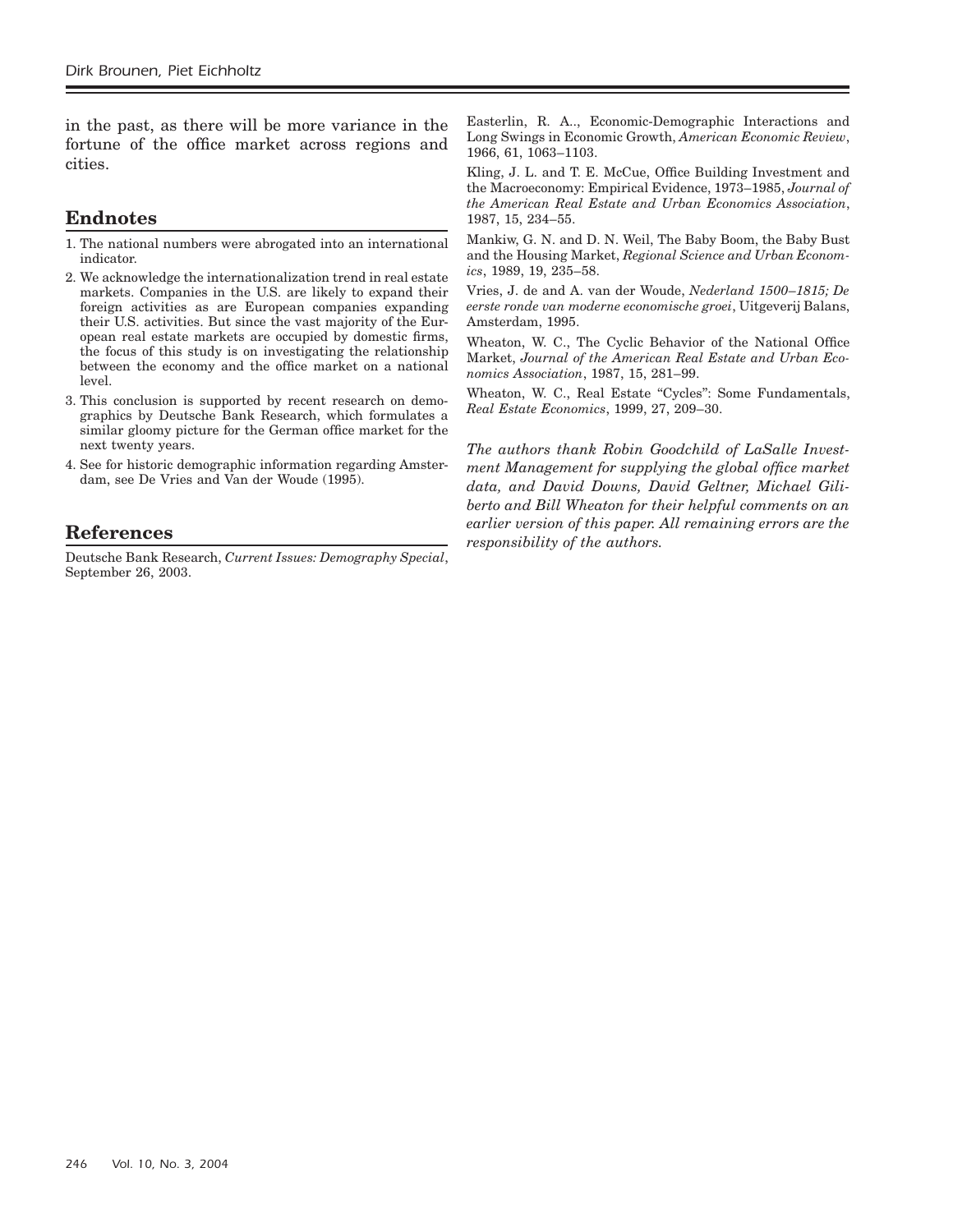in the past, as there will be more variance in the fortune of the office market across regions and cities.

## Endnotes

1. The national numbers were abrogated into an international indicator.
2. We acknowledge the internationalization trend in real estate markets. Companies in the U.S. are likely to expand their foreign activities as are European companies expanding their U.S. activities. But since the vast majority of the European real estate markets are occupied by domestic firms, the focus of this study is on investigating the relationship between the economy and the office market on a national level.
3. This conclusion is supported by recent research on demographics by Deutsche Bank Research, which formulates a similar gloomy picture for the German office market for the next twenty years.
4. See for historic demographic information regarding Amsterdam, see De Vries and Van der Woude (1995).

## References

Deutsche Bank Research, *Current Issues: Demography Special*, September 26, 2003.

Easterlin, R. A.., Economic-Demographic Interactions and Long Swings in Economic Growth, *American Economic Review*, 1966, 61, 1063–1103.

Kling, J. L. and T. E. McCue, Office Building Investment and the Macroeconomy: Empirical Evidence, 1973–1985, *Journal of the American Real Estate and Urban Economics Association*, 1987, 15, 234–55.

Mankiw, G. N. and D. N. Weil, The Baby Boom, the Baby Bust and the Housing Market, *Regional Science and Urban Economics*, 1989, 19, 235–58.

Vries, J. de and A. van der Woude, *Nederland 1500–1815; De eerste ronde van moderne economische groei*, Uitgeverij Balans, Amsterdam, 1995.

Wheaton, W. C., The Cyclic Behavior of the National Office Market, *Journal of the American Real Estate and Urban Economics Association*, 1987, 15, 281–99.

Wheaton, W. C., Real Estate "Cycles": Some Fundamentals, *Real Estate Economics*, 1999, 27, 209–30.

*The authors thank Robin Goodchild of LaSalle Investment Management for supplying the global office market data, and David Downs, David Geltner, Michael Giliberto and Bill Wheaton for their helpful comments on an earlier version of this paper. All remaining errors are the responsibility of the authors.*